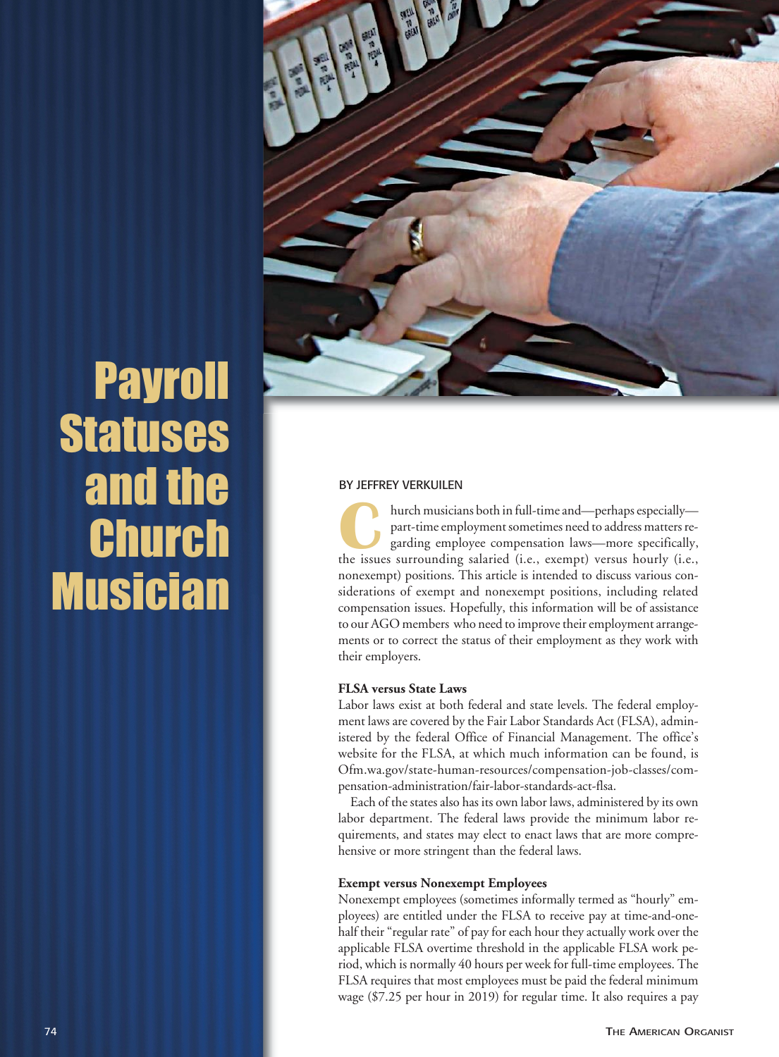# Payroll Statuses and the Church Musician

BY JEFFREY VERKUILEN

Church musicians both in full-time and—perhaps especially—part-time employment sometimes need to address matters regarding employee compensation laws—more specifically, the issues surrounding salaried (i.e., exempt) versus hourly (i.e., nonexempt) positions. This article is intended to discuss various considerations of exempt and nonexempt positions, including related compensation issues. Hopefully, this information will be of assistance to our AGO members who need to improve their employment arrangements or to correct the status of their employment as they work with their employers.

**FLSA versus State Laws**

Labor laws exist at both federal and state levels. The federal employment laws are covered by the Fair Labor Standards Act (FLSA), administered by the federal Office of Financial Management. The office's website for the FLSA, at which much information can be found, is Ofm.wa.gov/state-human-resources/compensation-job-classes/compensation-administration/fair-labor-standards-act-flsa.

Each of the states also has its own labor laws, administered by its own labor department. The federal laws provide the minimum labor requirements, and states may elect to enact laws that are more comprehensive or more stringent than the federal laws.

**Exempt versus Nonexempt Employees**

Nonexempt employees (sometimes informally termed as "hourly" employees) are entitled under the FLSA to receive pay at time-and-one-half their "regular rate" of pay for each hour they actually work over the applicable FLSA overtime threshold in the applicable FLSA work period, which is normally 40 hours per week for full-time employees. The FLSA requires that most employees must be paid the federal minimum wage ($7.25 per hour in 2019) for regular time. It also requires a pay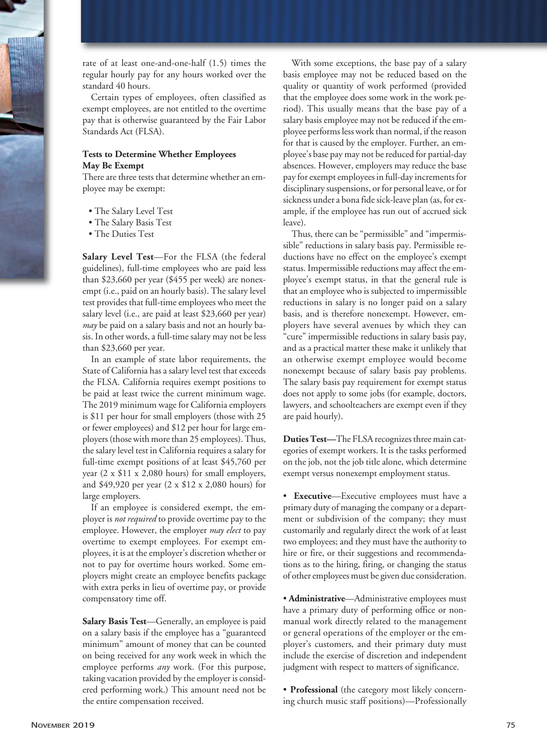rate of at least one-and-one-half (1.5) times the regular hourly pay for any hours worked over the standard 40 hours.

Certain types of employees, often classified as exempt employees, are not entitled to the overtime pay that is otherwise guaranteed by the Fair Labor Standards Act (FLSA).

### Tests to Determine Whether Employees May Be Exempt

There are three tests that determine whether an employee may be exempt:

- The Salary Level Test
- The Salary Basis Test
- The Duties Test

**Salary Level Test**—For the FLSA (the federal guidelines), full-time employees who are paid less than $23,660 per year ($455 per week) are nonexempt (i.e., paid on an hourly basis). The salary level test provides that full-time employees who meet the salary level (i.e., are paid at least $23,660 per year) *may* be paid on a salary basis and not an hourly basis. In other words, a full-time salary may not be less than $23,660 per year.

In an example of state labor requirements, the State of California has a salary level test that exceeds the FLSA. California requires exempt positions to be paid at least twice the current minimum wage. The 2019 minimum wage for California employers is $11 per hour for small employers (those with 25 or fewer employees) and $12 per hour for large employers (those with more than 25 employees). Thus, the salary level test in California requires a salary for full-time exempt positions of at least $45,760 per year (2 x $11 x 2,080 hours) for small employers, and $49,920 per year (2 x $12 x 2,080 hours) for large employers.

If an employee is considered exempt, the employer is *not required* to provide overtime pay to the employee. However, the employer *may elect* to pay overtime to exempt employees. For exempt employees, it is at the employer's discretion whether or not to pay for overtime hours worked. Some employers might create an employee benefits package with extra perks in lieu of overtime pay, or provide compensatory time off.

**Salary Basis Test**—Generally, an employee is paid on a salary basis if the employee has a "guaranteed minimum" amount of money that can be counted on being received for any work week in which the employee performs *any* work. (For this purpose, taking vacation provided by the employer is considered performing work.) This amount need not be the entire compensation received.

With some exceptions, the base pay of a salary basis employee may not be reduced based on the quality or quantity of work performed (provided that the employee does some work in the work period). This usually means that the base pay of a salary basis employee may not be reduced if the employee performs less work than normal, if the reason for that is caused by the employer. Further, an employee's base pay may not be reduced for partial-day absences. However, employers may reduce the base pay for exempt employees in full-day increments for disciplinary suspensions, or for personal leave, or for sickness under a bona fide sick-leave plan (as, for example, if the employee has run out of accrued sick leave).

Thus, there can be "permissible" and "impermissible" reductions in salary basis pay. Permissible reductions have no effect on the employee's exempt status. Impermissible reductions may affect the employee's exempt status, in that the general rule is that an employee who is subjected to impermissible reductions in salary is no longer paid on a salary basis, and is therefore nonexempt. However, employers have several avenues by which they can "cure" impermissible reductions in salary basis pay, and as a practical matter these make it unlikely that an otherwise exempt employee would become nonexempt because of salary basis pay problems. The salary basis pay requirement for exempt status does not apply to some jobs (for example, doctors, lawyers, and schoolteachers are exempt even if they are paid hourly).

**Duties Test**—The FLSA recognizes three main categories of exempt workers. It is the tasks performed on the job, not the job title alone, which determine exempt versus nonexempt employment status.

- **Executive**—Executive employees must have a primary duty of managing the company or a department or subdivision of the company; they must customarily and regularly direct the work of at least two employees; and they must have the authority to hire or fire, or their suggestions and recommendations as to the hiring, firing, or changing the status of other employees must be given due consideration.

- **Administrative**—Administrative employees must have a primary duty of performing office or non-manual work directly related to the management or general operations of the employer or the employer's customers, and their primary duty must include the exercise of discretion and independent judgment with respect to matters of significance.

- **Professional** (the category most likely concerning church music staff positions)—Professionally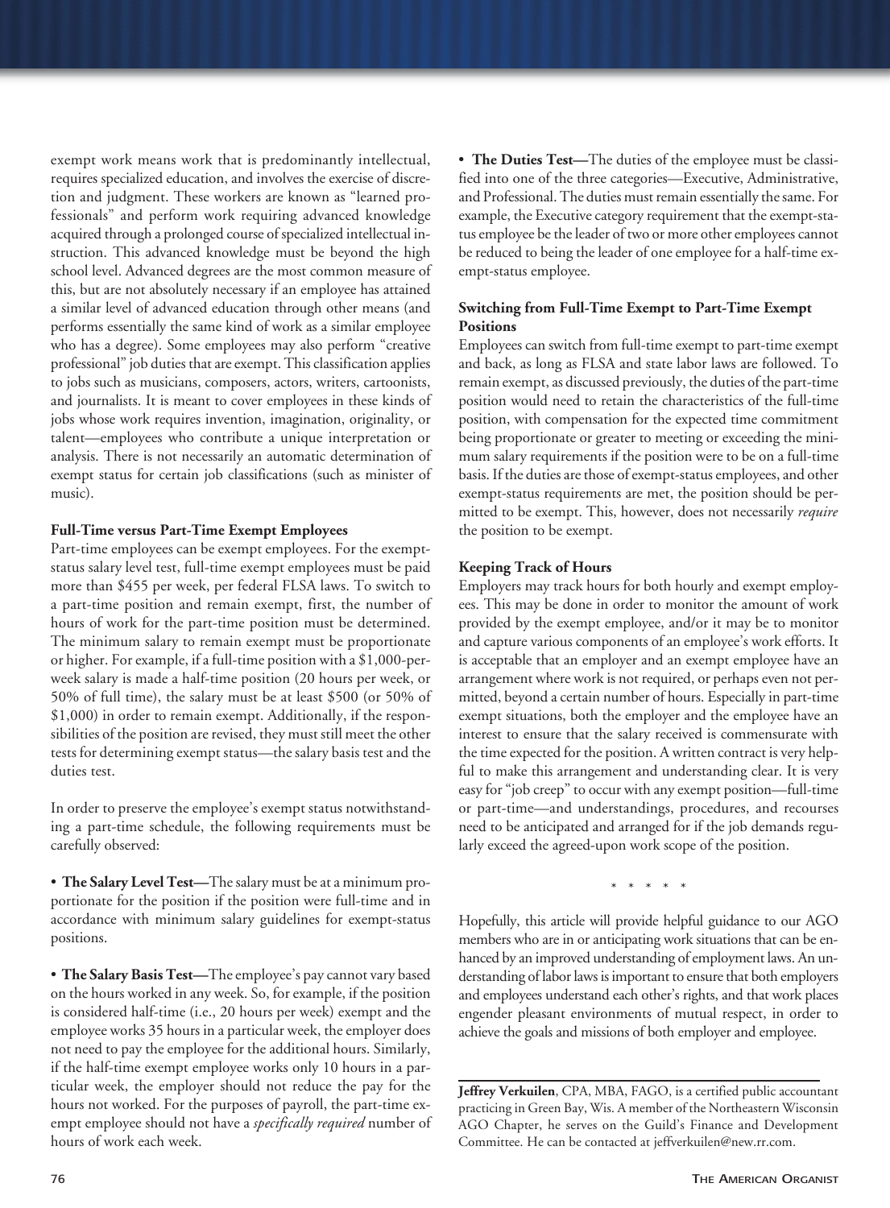exempt work means work that is predominantly intellectual, requires specialized education, and involves the exercise of discretion and judgment. These workers are known as "learned professionals" and perform work requiring advanced knowledge acquired through a prolonged course of specialized intellectual instruction. This advanced knowledge must be beyond the high school level. Advanced degrees are the most common measure of this, but are not absolutely necessary if an employee has attained a similar level of advanced education through other means (and performs essentially the same kind of work as a similar employee who has a degree). Some employees may also perform "creative professional" job duties that are exempt. This classification applies to jobs such as musicians, composers, actors, writers, cartoonists, and journalists. It is meant to cover employees in these kinds of jobs whose work requires invention, imagination, originality, or talent—employees who contribute a unique interpretation or analysis. There is not necessarily an automatic determination of exempt status for certain job classifications (such as minister of music).

### Full-Time versus Part-Time Exempt Employees

Part-time employees can be exempt employees. For the exempt-status salary level test, full-time exempt employees must be paid more than $455 per week, per federal FLSA laws. To switch to a part-time position and remain exempt, first, the number of hours of work for the part-time position must be determined. The minimum salary to remain exempt must be proportionate or higher. For example, if a full-time position with a $1,000-per-week salary is made a half-time position (20 hours per week, or 50% of full time), the salary must be at least $500 (or 50% of $1,000) in order to remain exempt. Additionally, if the responsibilities of the position are revised, they must still meet the other tests for determining exempt status—the salary basis test and the duties test.

In order to preserve the employee's exempt status notwithstanding a part-time schedule, the following requirements must be carefully observed:

- **The Salary Level Test—**The salary must be at a minimum proportionate for the position if the position were full-time and in accordance with minimum salary guidelines for exempt-status positions.

- **The Salary Basis Test—**The employee's pay cannot vary based on the hours worked in any week. So, for example, if the position is considered half-time (i.e., 20 hours per week) exempt and the employee works 35 hours in a particular week, the employer does not need to pay the employee for the additional hours. Similarly, if the half-time exempt employee works only 10 hours in a particular week, the employer should not reduce the pay for the hours not worked. For the purposes of payroll, the part-time exempt employee should not have a *specifically required* number of hours of work each week.

- **The Duties Test—**The duties of the employee must be classified into one of the three categories—Executive, Administrative, and Professional. The duties must remain essentially the same. For example, the Executive category requirement that the exempt-status employee be the leader of two or more other employees cannot be reduced to being the leader of one employee for a half-time exempt-status employee.

### Switching from Full-Time Exempt to Part-Time Exempt Positions

Employees can switch from full-time exempt to part-time exempt and back, as long as FLSA and state labor laws are followed. To remain exempt, as discussed previously, the duties of the part-time position would need to retain the characteristics of the full-time position, with compensation for the expected time commitment being proportionate or greater to meeting or exceeding the minimum salary requirements if the position were to be on a full-time basis. If the duties are those of exempt-status employees, and other exempt-status requirements are met, the position should be permitted to be exempt. This, however, does not necessarily *require* the position to be exempt.

### Keeping Track of Hours

Employers may track hours for both hourly and exempt employees. This may be done in order to monitor the amount of work provided by the exempt employee, and/or it may be to monitor and capture various components of an employee's work efforts. It is acceptable that an employer and an exempt employee have an arrangement where work is not required, or perhaps even not permitted, beyond a certain number of hours. Especially in part-time exempt situations, both the employer and the employee have an interest to ensure that the salary received is commensurate with the time expected for the position. A written contract is very helpful to make this arrangement and understanding clear. It is very easy for "job creep" to occur with any exempt position—full-time or part-time—and understandings, procedures, and recourses need to be anticipated and arranged for if the job demands regularly exceed the agreed-upon work scope of the position.

\* \* \* \* \*

Hopefully, this article will provide helpful guidance to our AGO members who are in or anticipating work situations that can be enhanced by an improved understanding of employment laws. An understanding of labor laws is important to ensure that both employers and employees understand each other's rights, and that work places engender pleasant environments of mutual respect, in order to achieve the goals and missions of both employer and employee.

---

**Jeffrey Verkuilen**, CPA, MBA, FAGO, is a certified public accountant practicing in Green Bay, Wis. A member of the Northeastern Wisconsin AGO Chapter, he serves on the Guild's Finance and Development Committee. He can be contacted at jeffverkuilen@new.rr.com.